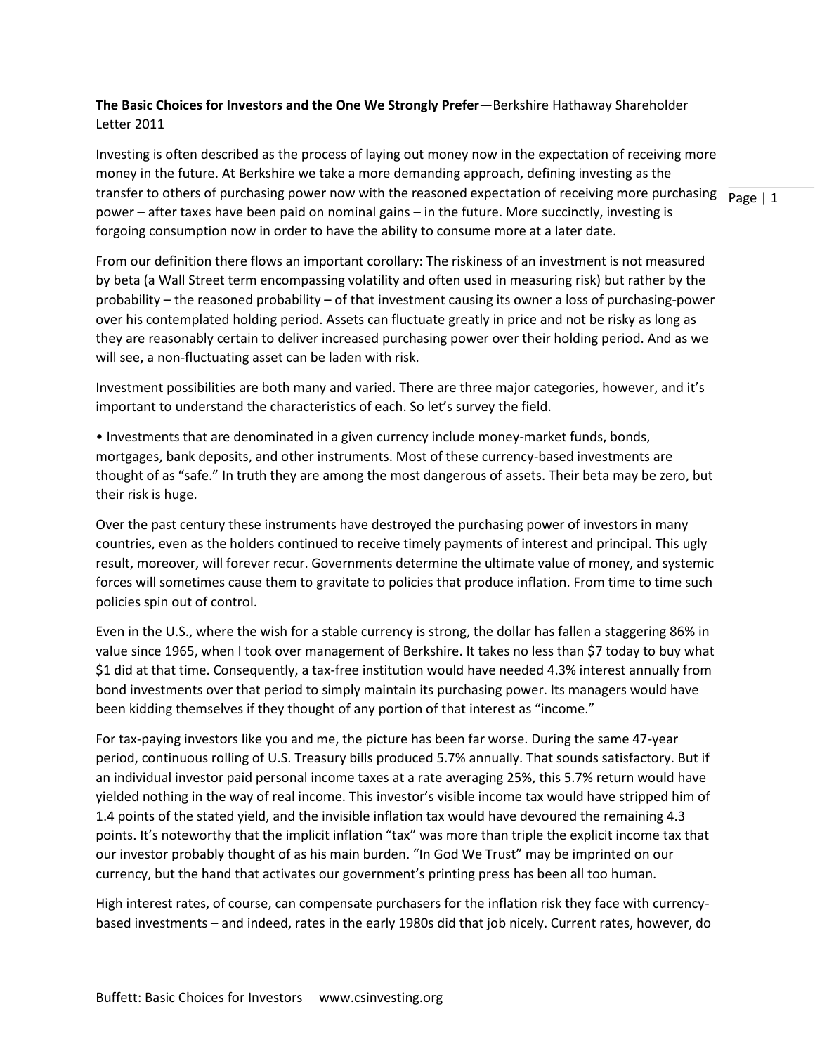**The Basic Choices for Investors and the One We Strongly Prefer**—Berkshire Hathaway Shareholder Letter 2011

Investing is often described as the process of laying out money now in the expectation of receiving more money in the future. At Berkshire we take a more demanding approach, defining investing as the transfer to others of purchasing power now with the reasoned expectation of receiving more purchasing power – after taxes have been paid on nominal gains – in the future. More succinctly, investing is forgoing consumption now in order to have the ability to consume more at a later date.

From our definition there flows an important corollary: The riskiness of an investment is not measured by beta (a Wall Street term encompassing volatility and often used in measuring risk) but rather by the probability – the reasoned probability – of that investment causing its owner a loss of purchasing-power over his contemplated holding period. Assets can fluctuate greatly in price and not be risky as long as they are reasonably certain to deliver increased purchasing power over their holding period. And as we will see, a non-fluctuating asset can be laden with risk.

Investment possibilities are both many and varied. There are three major categories, however, and it's important to understand the characteristics of each. So let's survey the field.

• Investments that are denominated in a given currency include money-market funds, bonds, mortgages, bank deposits, and other instruments. Most of these currency-based investments are thought of as "safe." In truth they are among the most dangerous of assets. Their beta may be zero, but their risk is huge.

Over the past century these instruments have destroyed the purchasing power of investors in many countries, even as the holders continued to receive timely payments of interest and principal. This ugly result, moreover, will forever recur. Governments determine the ultimate value of money, and systemic forces will sometimes cause them to gravitate to policies that produce inflation. From time to time such policies spin out of control.

Even in the U.S., where the wish for a stable currency is strong, the dollar has fallen a staggering 86% in value since 1965, when I took over management of Berkshire. It takes no less than $7 today to buy what $1 did at that time. Consequently, a tax-free institution would have needed 4.3% interest annually from bond investments over that period to simply maintain its purchasing power. Its managers would have been kidding themselves if they thought of any portion of that interest as "income."

For tax-paying investors like you and me, the picture has been far worse. During the same 47-year period, continuous rolling of U.S. Treasury bills produced 5.7% annually. That sounds satisfactory. But if an individual investor paid personal income taxes at a rate averaging 25%, this 5.7% return would have yielded nothing in the way of real income. This investor's visible income tax would have stripped him of 1.4 points of the stated yield, and the invisible inflation tax would have devoured the remaining 4.3 points. It's noteworthy that the implicit inflation "tax" was more than triple the explicit income tax that our investor probably thought of as his main burden. "In God We Trust" may be imprinted on our currency, but the hand that activates our government's printing press has been all too human.

High interest rates, of course, can compensate purchasers for the inflation risk they face with currency-based investments – and indeed, rates in the early 1980s did that job nicely. Current rates, however, do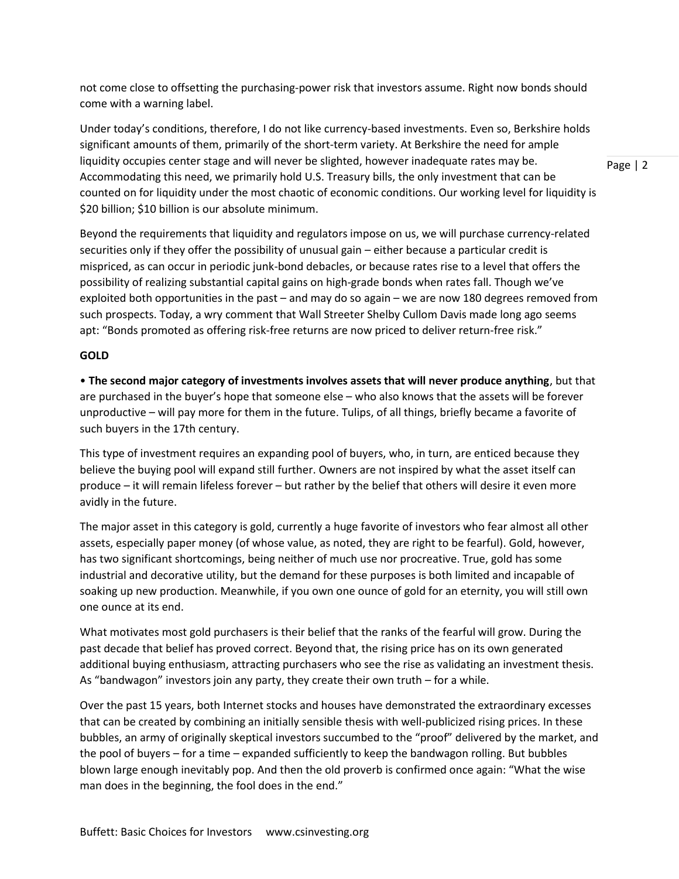not come close to offsetting the purchasing-power risk that investors assume. Right now bonds should come with a warning label.

Under today's conditions, therefore, I do not like currency-based investments. Even so, Berkshire holds significant amounts of them, primarily of the short-term variety. At Berkshire the need for ample liquidity occupies center stage and will never be slighted, however inadequate rates may be. Accommodating this need, we primarily hold U.S. Treasury bills, the only investment that can be counted on for liquidity under the most chaotic of economic conditions. Our working level for liquidity is $20 billion; $10 billion is our absolute minimum.

Beyond the requirements that liquidity and regulators impose on us, we will purchase currency-related securities only if they offer the possibility of unusual gain – either because a particular credit is mispriced, as can occur in periodic junk-bond debacles, or because rates rise to a level that offers the possibility of realizing substantial capital gains on high-grade bonds when rates fall. Though we've exploited both opportunities in the past – and may do so again – we are now 180 degrees removed from such prospects. Today, a wry comment that Wall Streeter Shelby Cullom Davis made long ago seems apt: "Bonds promoted as offering risk-free returns are now priced to deliver return-free risk."

**GOLD**

• **The second major category of investments involves assets that will never produce anything**, but that are purchased in the buyer's hope that someone else – who also knows that the assets will be forever unproductive – will pay more for them in the future. Tulips, of all things, briefly became a favorite of such buyers in the 17th century.

This type of investment requires an expanding pool of buyers, who, in turn, are enticed because they believe the buying pool will expand still further. Owners are not inspired by what the asset itself can produce – it will remain lifeless forever – but rather by the belief that others will desire it even more avidly in the future.

The major asset in this category is gold, currently a huge favorite of investors who fear almost all other assets, especially paper money (of whose value, as noted, they are right to be fearful). Gold, however, has two significant shortcomings, being neither of much use nor procreative. True, gold has some industrial and decorative utility, but the demand for these purposes is both limited and incapable of soaking up new production. Meanwhile, if you own one ounce of gold for an eternity, you will still own one ounce at its end.

What motivates most gold purchasers is their belief that the ranks of the fearful will grow. During the past decade that belief has proved correct. Beyond that, the rising price has on its own generated additional buying enthusiasm, attracting purchasers who see the rise as validating an investment thesis. As "bandwagon" investors join any party, they create their own truth – for a while.

Over the past 15 years, both Internet stocks and houses have demonstrated the extraordinary excesses that can be created by combining an initially sensible thesis with well-publicized rising prices. In these bubbles, an army of originally skeptical investors succumbed to the "proof" delivered by the market, and the pool of buyers – for a time – expanded sufficiently to keep the bandwagon rolling. But bubbles blown large enough inevitably pop. And then the old proverb is confirmed once again: "What the wise man does in the beginning, the fool does in the end."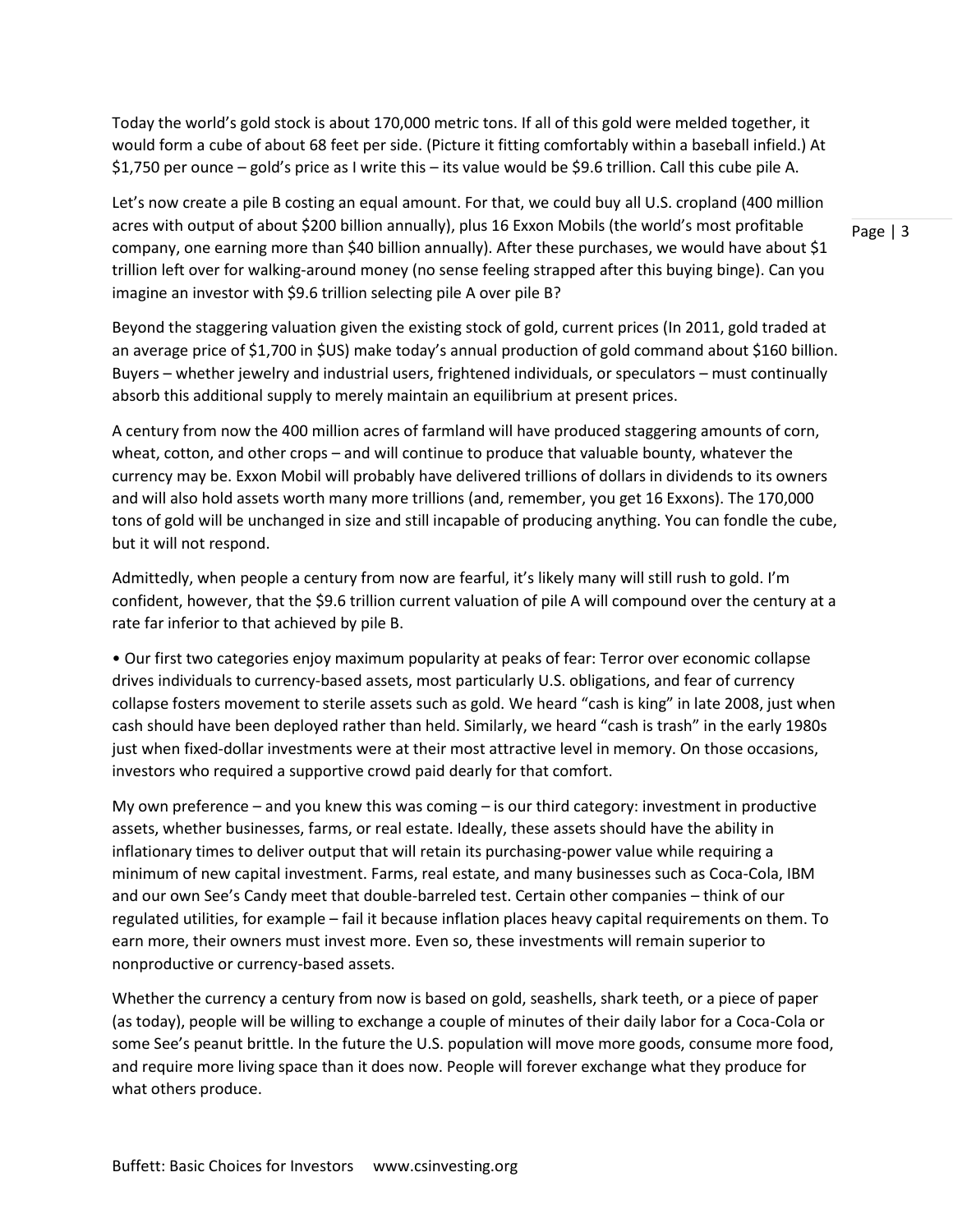Today the world's gold stock is about 170,000 metric tons. If all of this gold were melded together, it would form a cube of about 68 feet per side. (Picture it fitting comfortably within a baseball infield.) At $1,750 per ounce – gold's price as I write this – its value would be $9.6 trillion. Call this cube pile A.

Let's now create a pile B costing an equal amount. For that, we could buy all U.S. cropland (400 million acres with output of about $200 billion annually), plus 16 Exxon Mobils (the world's most profitable company, one earning more than $40 billion annually). After these purchases, we would have about $1 trillion left over for walking-around money (no sense feeling strapped after this buying binge). Can you imagine an investor with $9.6 trillion selecting pile A over pile B?

Beyond the staggering valuation given the existing stock of gold, current prices (In 2011, gold traded at an average price of $1,700 in $US) make today's annual production of gold command about $160 billion. Buyers – whether jewelry and industrial users, frightened individuals, or speculators – must continually absorb this additional supply to merely maintain an equilibrium at present prices.

A century from now the 400 million acres of farmland will have produced staggering amounts of corn, wheat, cotton, and other crops – and will continue to produce that valuable bounty, whatever the currency may be. Exxon Mobil will probably have delivered trillions of dollars in dividends to its owners and will also hold assets worth many more trillions (and, remember, you get 16 Exxons). The 170,000 tons of gold will be unchanged in size and still incapable of producing anything. You can fondle the cube, but it will not respond.

Admittedly, when people a century from now are fearful, it's likely many will still rush to gold. I'm confident, however, that the $9.6 trillion current valuation of pile A will compound over the century at a rate far inferior to that achieved by pile B.

- Our first two categories enjoy maximum popularity at peaks of fear: Terror over economic collapse drives individuals to currency-based assets, most particularly U.S. obligations, and fear of currency collapse fosters movement to sterile assets such as gold. We heard "cash is king" in late 2008, just when cash should have been deployed rather than held. Similarly, we heard "cash is trash" in the early 1980s just when fixed-dollar investments were at their most attractive level in memory. On those occasions, investors who required a supportive crowd paid dearly for that comfort.

My own preference – and you knew this was coming – is our third category: investment in productive assets, whether businesses, farms, or real estate. Ideally, these assets should have the ability in inflationary times to deliver output that will retain its purchasing-power value while requiring a minimum of new capital investment. Farms, real estate, and many businesses such as Coca-Cola, IBM and our own See's Candy meet that double-barreled test. Certain other companies – think of our regulated utilities, for example – fail it because inflation places heavy capital requirements on them. To earn more, their owners must invest more. Even so, these investments will remain superior to nonproductive or currency-based assets.

Whether the currency a century from now is based on gold, seashells, shark teeth, or a piece of paper (as today), people will be willing to exchange a couple of minutes of their daily labor for a Coca-Cola or some See's peanut brittle. In the future the U.S. population will move more goods, consume more food, and require more living space than it does now. People will forever exchange what they produce for what others produce.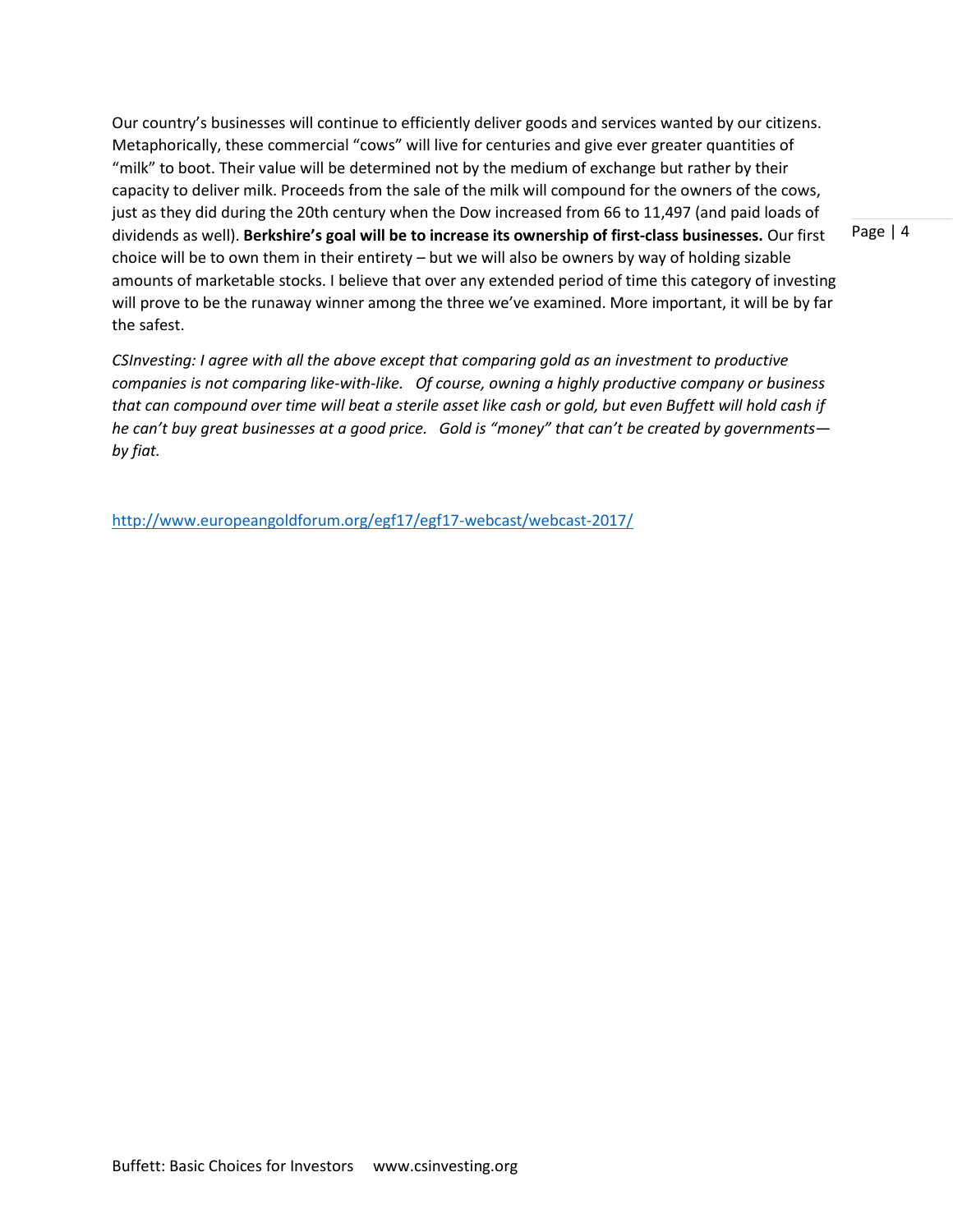Our country's businesses will continue to efficiently deliver goods and services wanted by our citizens. Metaphorically, these commercial "cows" will live for centuries and give ever greater quantities of "milk" to boot. Their value will be determined not by the medium of exchange but rather by their capacity to deliver milk. Proceeds from the sale of the milk will compound for the owners of the cows, just as they did during the 20th century when the Dow increased from 66 to 11,497 (and paid loads of dividends as well). **Berkshire's goal will be to increase its ownership of first-class businesses.** Our first choice will be to own them in their entirety – but we will also be owners by way of holding sizable amounts of marketable stocks. I believe that over any extended period of time this category of investing will prove to be the runaway winner among the three we've examined. More important, it will be by far the safest.

*CSInvesting: I agree with all the above except that comparing gold as an investment to productive companies is not comparing like-with-like. Of course, owning a highly productive company or business that can compound over time will beat a sterile asset like cash or gold, but even Buffett will hold cash if he can't buy great businesses at a good price. Gold is "money" that can't be created by governments—by fiat.*

http://www.europeangoldforum.org/egf17/egf17-webcast/webcast-2017/